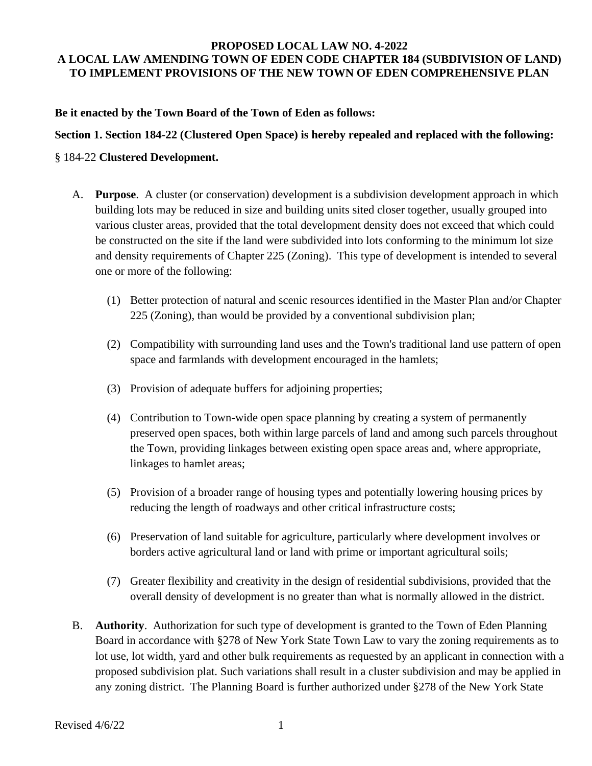# PROPOSED LOCAL LAW NO. 4-2022
## A LOCAL LAW AMENDING TOWN OF EDEN CODE CHAPTER 184 (SUBDIVISION OF LAND) TO IMPLEMENT PROVISIONS OF THE NEW TOWN OF EDEN COMPREHENSIVE PLAN

**Be it enacted by the Town Board of the Town of Eden as follows:**

**Section 1. Section 184-22 (Clustered Open Space) is hereby repealed and replaced with the following:**

§ 184-22 **Clustered Development.**

A. **Purpose**. A cluster (or conservation) development is a subdivision development approach in which building lots may be reduced in size and building units sited closer together, usually grouped into various cluster areas, provided that the total development density does not exceed that which could be constructed on the site if the land were subdivided into lots conforming to the minimum lot size and density requirements of Chapter 225 (Zoning). This type of development is intended to several one or more of the following:

   (1) Better protection of natural and scenic resources identified in the Master Plan and/or Chapter 225 (Zoning), than would be provided by a conventional subdivision plan;

   (2) Compatibility with surrounding land uses and the Town's traditional land use pattern of open space and farmlands with development encouraged in the hamlets;

   (3) Provision of adequate buffers for adjoining properties;

   (4) Contribution to Town-wide open space planning by creating a system of permanently preserved open spaces, both within large parcels of land and among such parcels throughout the Town, providing linkages between existing open space areas and, where appropriate, linkages to hamlet areas;

   (5) Provision of a broader range of housing types and potentially lowering housing prices by reducing the length of roadways and other critical infrastructure costs;

   (6) Preservation of land suitable for agriculture, particularly where development involves or borders active agricultural land or land with prime or important agricultural soils;

   (7) Greater flexibility and creativity in the design of residential subdivisions, provided that the overall density of development is no greater than what is normally allowed in the district.

B. **Authority**. Authorization for such type of development is granted to the Town of Eden Planning Board in accordance with §278 of New York State Town Law to vary the zoning requirements as to lot use, lot width, yard and other bulk requirements as requested by an applicant in connection with a proposed subdivision plat. Such variations shall result in a cluster subdivision and may be applied in any zoning district. The Planning Board is further authorized under §278 of the New York State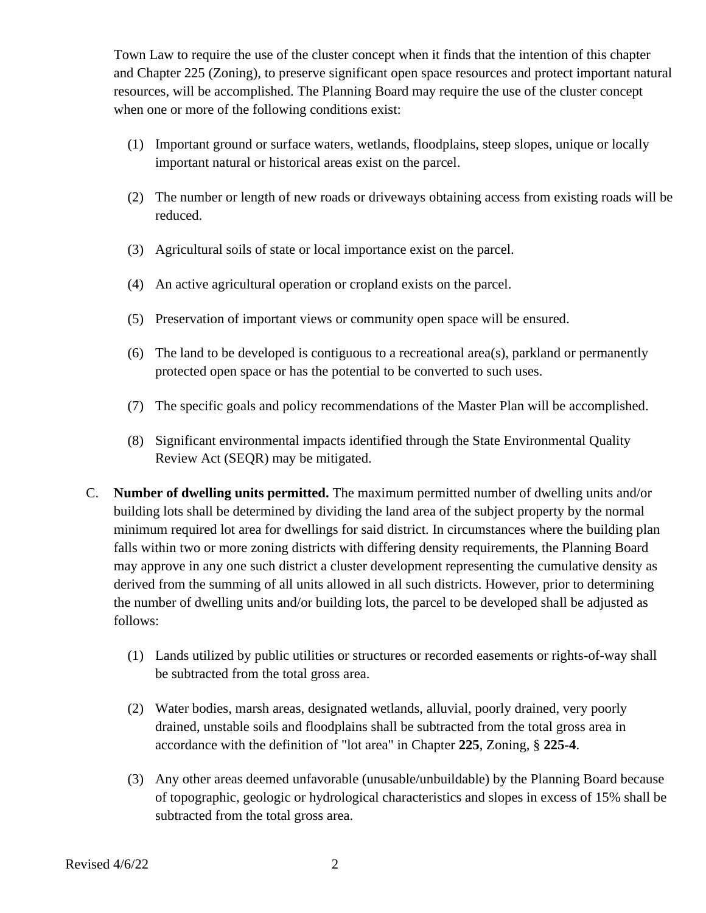Town Law to require the use of the cluster concept when it finds that the intention of this chapter and Chapter 225 (Zoning), to preserve significant open space resources and protect important natural resources, will be accomplished. The Planning Board may require the use of the cluster concept when one or more of the following conditions exist:

(1) Important ground or surface waters, wetlands, floodplains, steep slopes, unique or locally important natural or historical areas exist on the parcel.

(2) The number or length of new roads or driveways obtaining access from existing roads will be reduced.

(3) Agricultural soils of state or local importance exist on the parcel.

(4) An active agricultural operation or cropland exists on the parcel.

(5) Preservation of important views or community open space will be ensured.

(6) The land to be developed is contiguous to a recreational area(s), parkland or permanently protected open space or has the potential to be converted to such uses.

(7) The specific goals and policy recommendations of the Master Plan will be accomplished.

(8) Significant environmental impacts identified through the State Environmental Quality Review Act (SEQR) may be mitigated.

C. **Number of dwelling units permitted.** The maximum permitted number of dwelling units and/or building lots shall be determined by dividing the land area of the subject property by the normal minimum required lot area for dwellings for said district. In circumstances where the building plan falls within two or more zoning districts with differing density requirements, the Planning Board may approve in any one such district a cluster development representing the cumulative density as derived from the summing of all units allowed in all such districts. However, prior to determining the number of dwelling units and/or building lots, the parcel to be developed shall be adjusted as follows:

(1) Lands utilized by public utilities or structures or recorded easements or rights-of-way shall be subtracted from the total gross area.

(2) Water bodies, marsh areas, designated wetlands, alluvial, poorly drained, very poorly drained, unstable soils and floodplains shall be subtracted from the total gross area in accordance with the definition of "lot area" in Chapter **225**, Zoning, § **225-4**.

(3) Any other areas deemed unfavorable (unusable/unbuildable) by the Planning Board because of topographic, geologic or hydrological characteristics and slopes in excess of 15% shall be subtracted from the total gross area.

Revised 4/6/22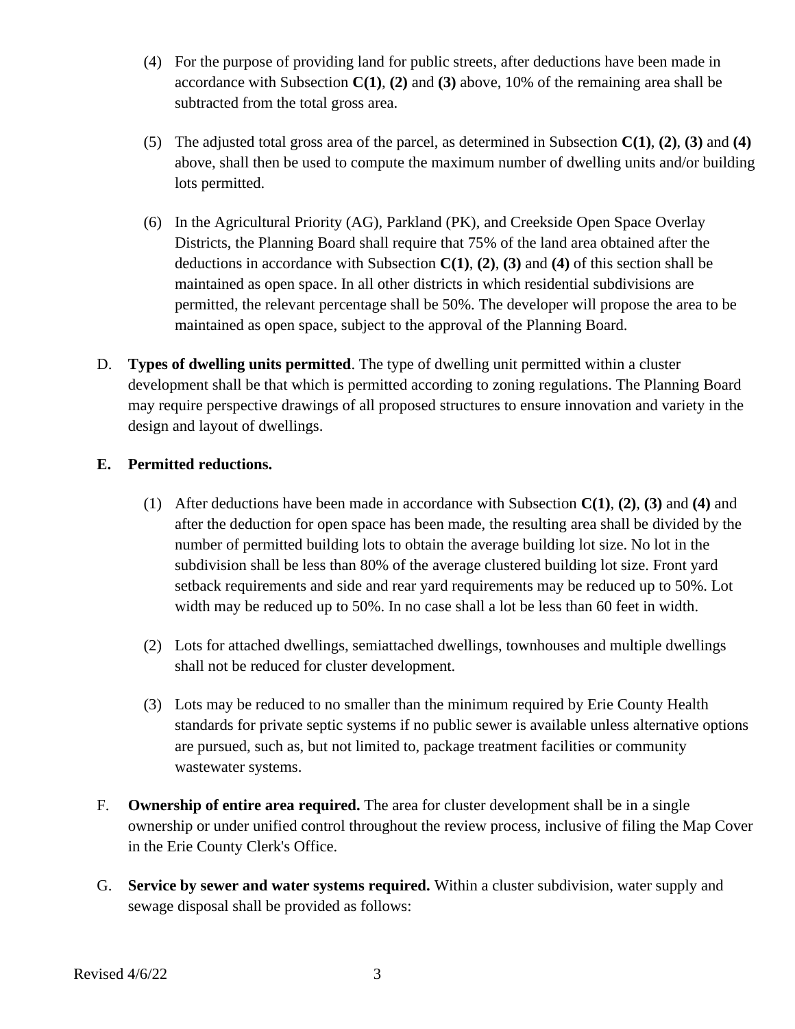(4) For the purpose of providing land for public streets, after deductions have been made in accordance with Subsection **C(1)**, **(2)** and **(3)** above, 10% of the remaining area shall be subtracted from the total gross area.

(5) The adjusted total gross area of the parcel, as determined in Subsection **C(1)**, **(2)**, **(3)** and **(4)** above, shall then be used to compute the maximum number of dwelling units and/or building lots permitted.

(6) In the Agricultural Priority (AG), Parkland (PK), and Creekside Open Space Overlay Districts, the Planning Board shall require that 75% of the land area obtained after the deductions in accordance with Subsection **C(1)**, **(2)**, **(3)** and **(4)** of this section shall be maintained as open space. In all other districts in which residential subdivisions are permitted, the relevant percentage shall be 50%. The developer will propose the area to be maintained as open space, subject to the approval of the Planning Board.

D. **Types of dwelling units permitted**. The type of dwelling unit permitted within a cluster development shall be that which is permitted according to zoning regulations. The Planning Board may require perspective drawings of all proposed structures to ensure innovation and variety in the design and layout of dwellings.

**E. Permitted reductions.**

(1) After deductions have been made in accordance with Subsection **C(1)**, **(2)**, **(3)** and **(4)** and after the deduction for open space has been made, the resulting area shall be divided by the number of permitted building lots to obtain the average building lot size. No lot in the subdivision shall be less than 80% of the average clustered building lot size. Front yard setback requirements and side and rear yard requirements may be reduced up to 50%. Lot width may be reduced up to 50%. In no case shall a lot be less than 60 feet in width.

(2) Lots for attached dwellings, semiattached dwellings, townhouses and multiple dwellings shall not be reduced for cluster development.

(3) Lots may be reduced to no smaller than the minimum required by Erie County Health standards for private septic systems if no public sewer is available unless alternative options are pursued, such as, but not limited to, package treatment facilities or community wastewater systems.

F. **Ownership of entire area required.** The area for cluster development shall be in a single ownership or under unified control throughout the review process, inclusive of filing the Map Cover in the Erie County Clerk's Office.

G. **Service by sewer and water systems required.** Within a cluster subdivision, water supply and sewage disposal shall be provided as follows: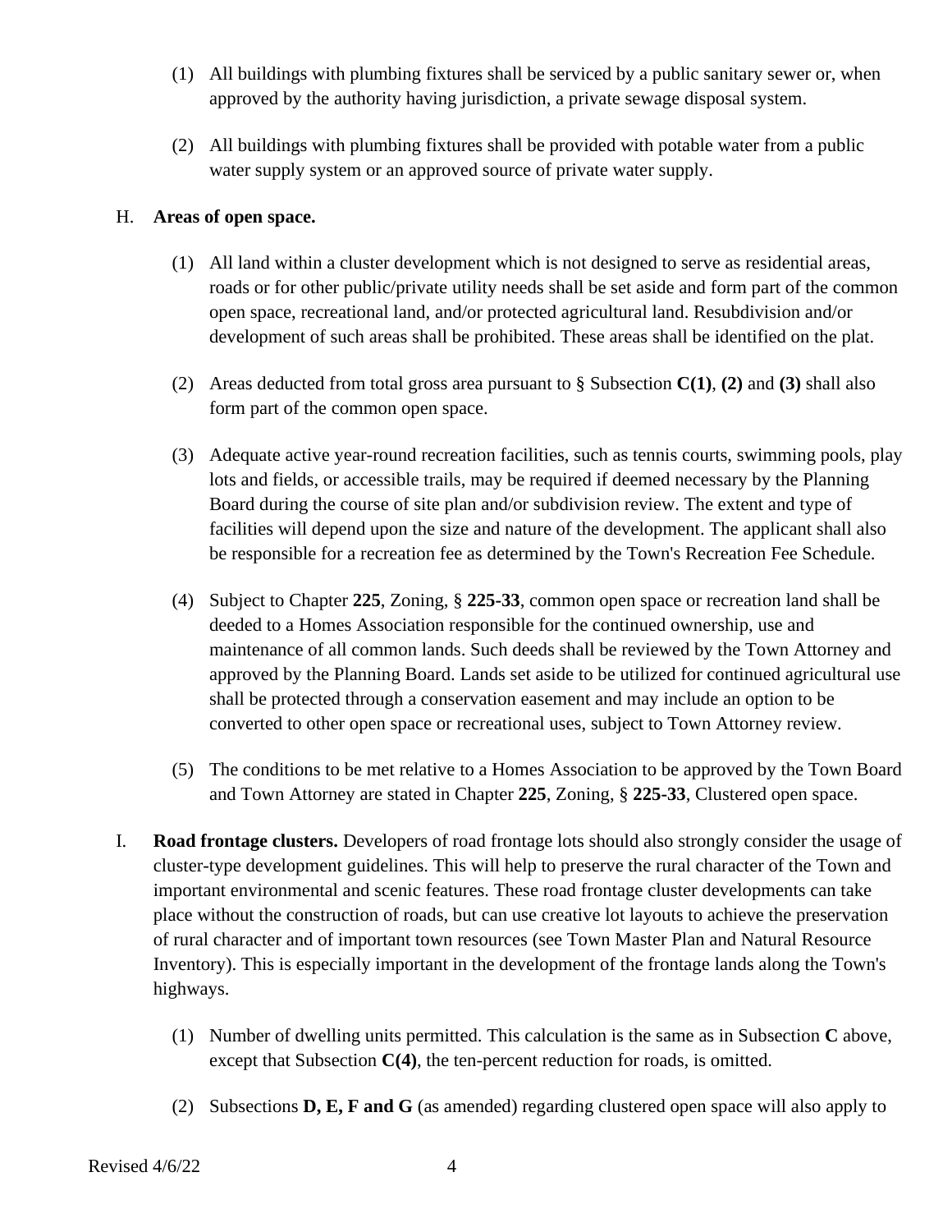(1) All buildings with plumbing fixtures shall be serviced by a public sanitary sewer or, when approved by the authority having jurisdiction, a private sewage disposal system.

(2) All buildings with plumbing fixtures shall be provided with potable water from a public water supply system or an approved source of private water supply.

H. **Areas of open space.**

(1) All land within a cluster development which is not designed to serve as residential areas, roads or for other public/private utility needs shall be set aside and form part of the common open space, recreational land, and/or protected agricultural land. Resubdivision and/or development of such areas shall be prohibited. These areas shall be identified on the plat.

(2) Areas deducted from total gross area pursuant to § Subsection **C(1)**, **(2)** and **(3)** shall also form part of the common open space.

(3) Adequate active year-round recreation facilities, such as tennis courts, swimming pools, play lots and fields, or accessible trails, may be required if deemed necessary by the Planning Board during the course of site plan and/or subdivision review. The extent and type of facilities will depend upon the size and nature of the development. The applicant shall also be responsible for a recreation fee as determined by the Town's Recreation Fee Schedule.

(4) Subject to Chapter **225**, Zoning, § **225-33**, common open space or recreation land shall be deeded to a Homes Association responsible for the continued ownership, use and maintenance of all common lands. Such deeds shall be reviewed by the Town Attorney and approved by the Planning Board. Lands set aside to be utilized for continued agricultural use shall be protected through a conservation easement and may include an option to be converted to other open space or recreational uses, subject to Town Attorney review.

(5) The conditions to be met relative to a Homes Association to be approved by the Town Board and Town Attorney are stated in Chapter **225**, Zoning, § **225-33**, Clustered open space.

I. **Road frontage clusters.** Developers of road frontage lots should also strongly consider the usage of cluster-type development guidelines. This will help to preserve the rural character of the Town and important environmental and scenic features. These road frontage cluster developments can take place without the construction of roads, but can use creative lot layouts to achieve the preservation of rural character and of important town resources (see Town Master Plan and Natural Resource Inventory). This is especially important in the development of the frontage lands along the Town's highways.

(1) Number of dwelling units permitted. This calculation is the same as in Subsection **C** above, except that Subsection **C(4)**, the ten-percent reduction for roads, is omitted.

(2) Subsections **D, E, F and G** (as amended) regarding clustered open space will also apply to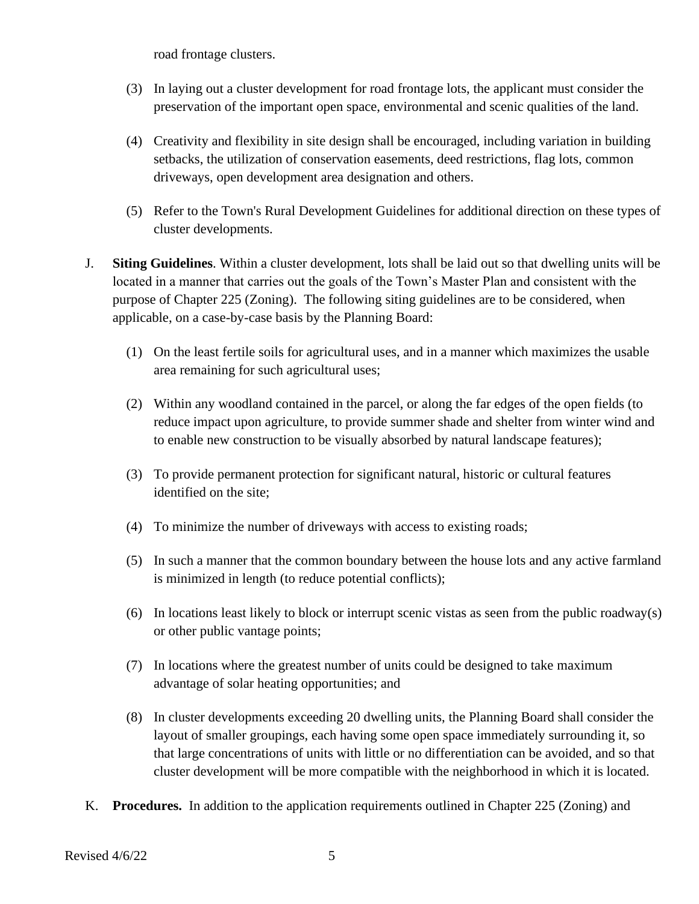road frontage clusters.

(3) In laying out a cluster development for road frontage lots, the applicant must consider the preservation of the important open space, environmental and scenic qualities of the land.

(4) Creativity and flexibility in site design shall be encouraged, including variation in building setbacks, the utilization of conservation easements, deed restrictions, flag lots, common driveways, open development area designation and others.

(5) Refer to the Town's Rural Development Guidelines for additional direction on these types of cluster developments.

J. **Siting Guidelines**. Within a cluster development, lots shall be laid out so that dwelling units will be located in a manner that carries out the goals of the Town's Master Plan and consistent with the purpose of Chapter 225 (Zoning). The following siting guidelines are to be considered, when applicable, on a case-by-case basis by the Planning Board:

(1) On the least fertile soils for agricultural uses, and in a manner which maximizes the usable area remaining for such agricultural uses;

(2) Within any woodland contained in the parcel, or along the far edges of the open fields (to reduce impact upon agriculture, to provide summer shade and shelter from winter wind and to enable new construction to be visually absorbed by natural landscape features);

(3) To provide permanent protection for significant natural, historic or cultural features identified on the site;

(4) To minimize the number of driveways with access to existing roads;

(5) In such a manner that the common boundary between the house lots and any active farmland is minimized in length (to reduce potential conflicts);

(6) In locations least likely to block or interrupt scenic vistas as seen from the public roadway(s) or other public vantage points;

(7) In locations where the greatest number of units could be designed to take maximum advantage of solar heating opportunities; and

(8) In cluster developments exceeding 20 dwelling units, the Planning Board shall consider the layout of smaller groupings, each having some open space immediately surrounding it, so that large concentrations of units with little or no differentiation can be avoided, and so that cluster development will be more compatible with the neighborhood in which it is located.

K. **Procedures.** In addition to the application requirements outlined in Chapter 225 (Zoning) and

Revised 4/6/22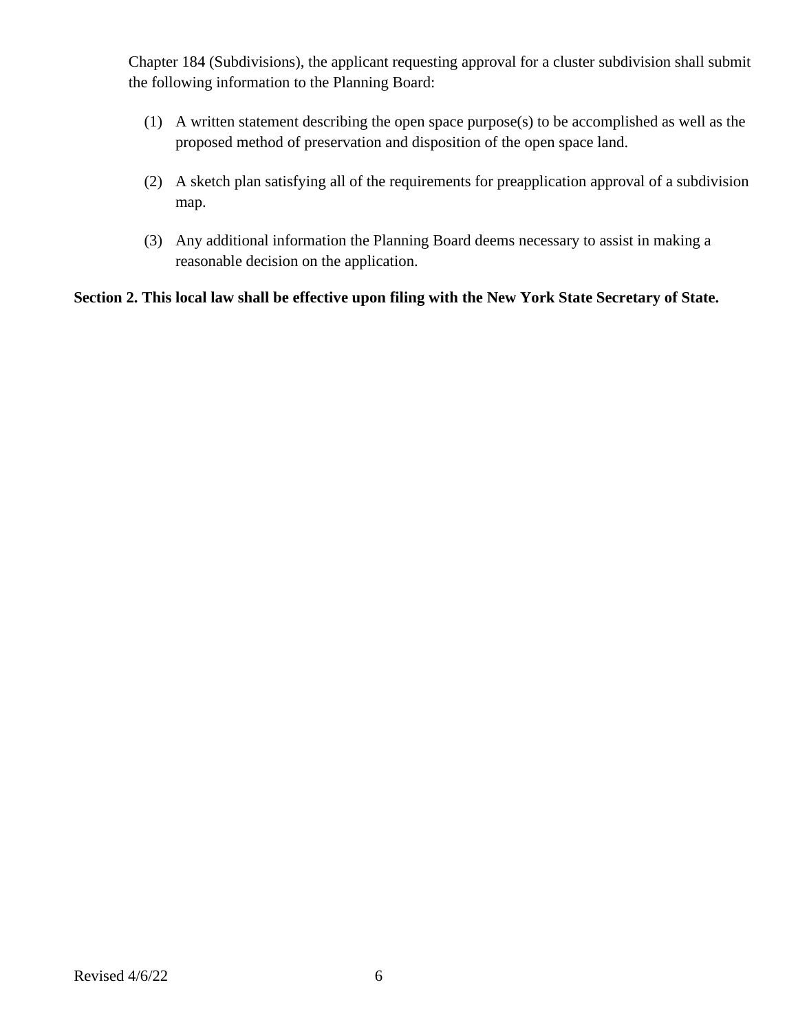Chapter 184 (Subdivisions), the applicant requesting approval for a cluster subdivision shall submit the following information to the Planning Board:

(1) A written statement describing the open space purpose(s) to be accomplished as well as the proposed method of preservation and disposition of the open space land.

(2) A sketch plan satisfying all of the requirements for preapplication approval of a subdivision map.

(3) Any additional information the Planning Board deems necessary to assist in making a reasonable decision on the application.

**Section 2. This local law shall be effective upon filing with the New York State Secretary of State.**

Revised 4/6/22